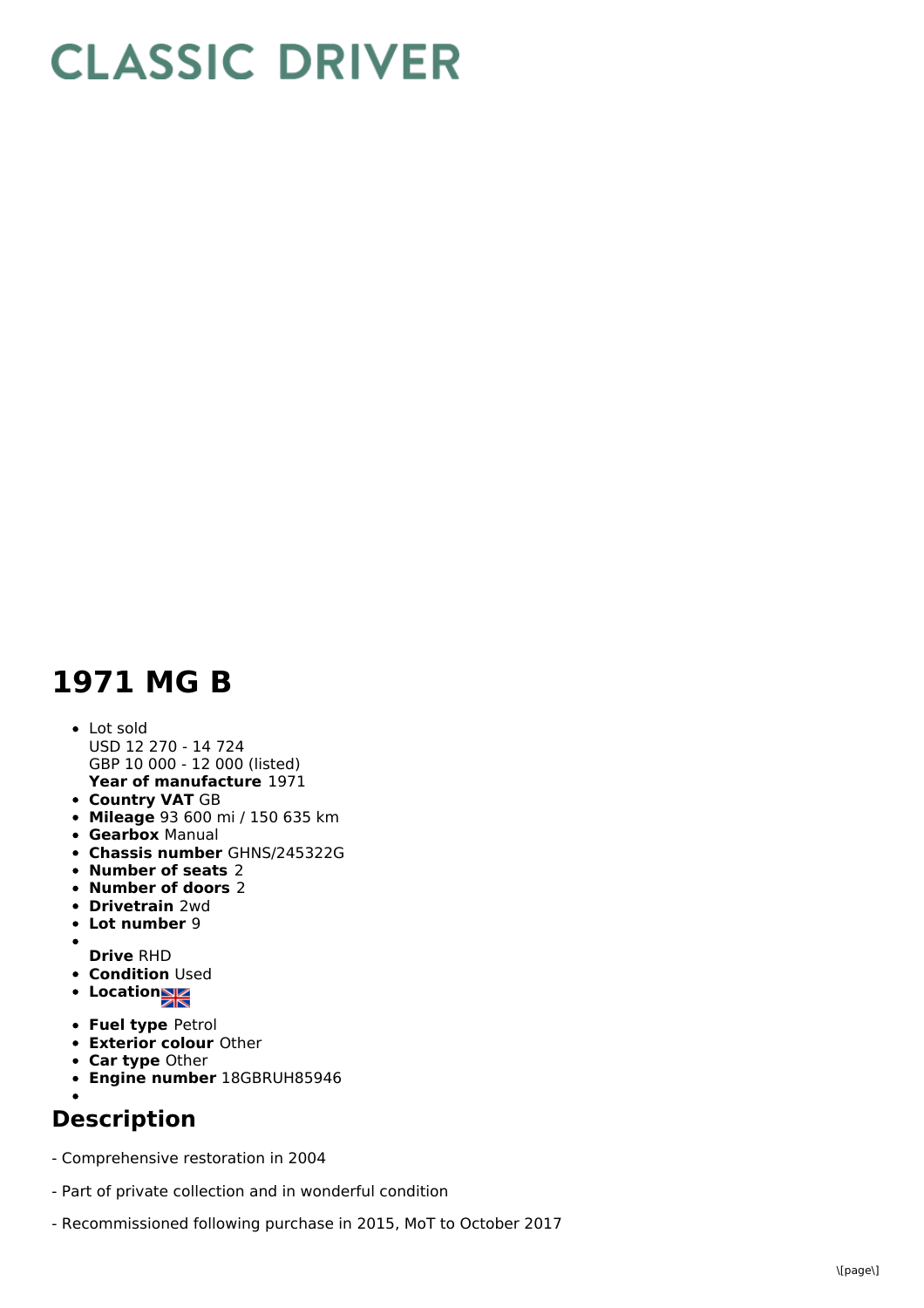# CLASSIC DRIVER

# 1971 MG B

- Lot sold
  USD 12 270 - 14 724
  GBP 10 000 - 12 000 (listed)
  **Year of manufacture** 1971
- **Country VAT** GB
- **Mileage** 93 600 mi / 150 635 km
- **Gearbox** Manual
- **Chassis number** GHNS/245322G
- **Number of seats** 2
- **Number of doors** 2
- **Drivetrain** 2wd
- **Lot number** 9
- **Drive** RHD
- **Condition** Used
- **Location**
- **Fuel type** Petrol
- **Exterior colour** Other
- **Car type** Other
- **Engine number** 18GBRUH85946

## Description

- Comprehensive restoration in 2004

- Part of private collection and in wonderful condition

- Recommissioned following purchase in 2015, MoT to October 2017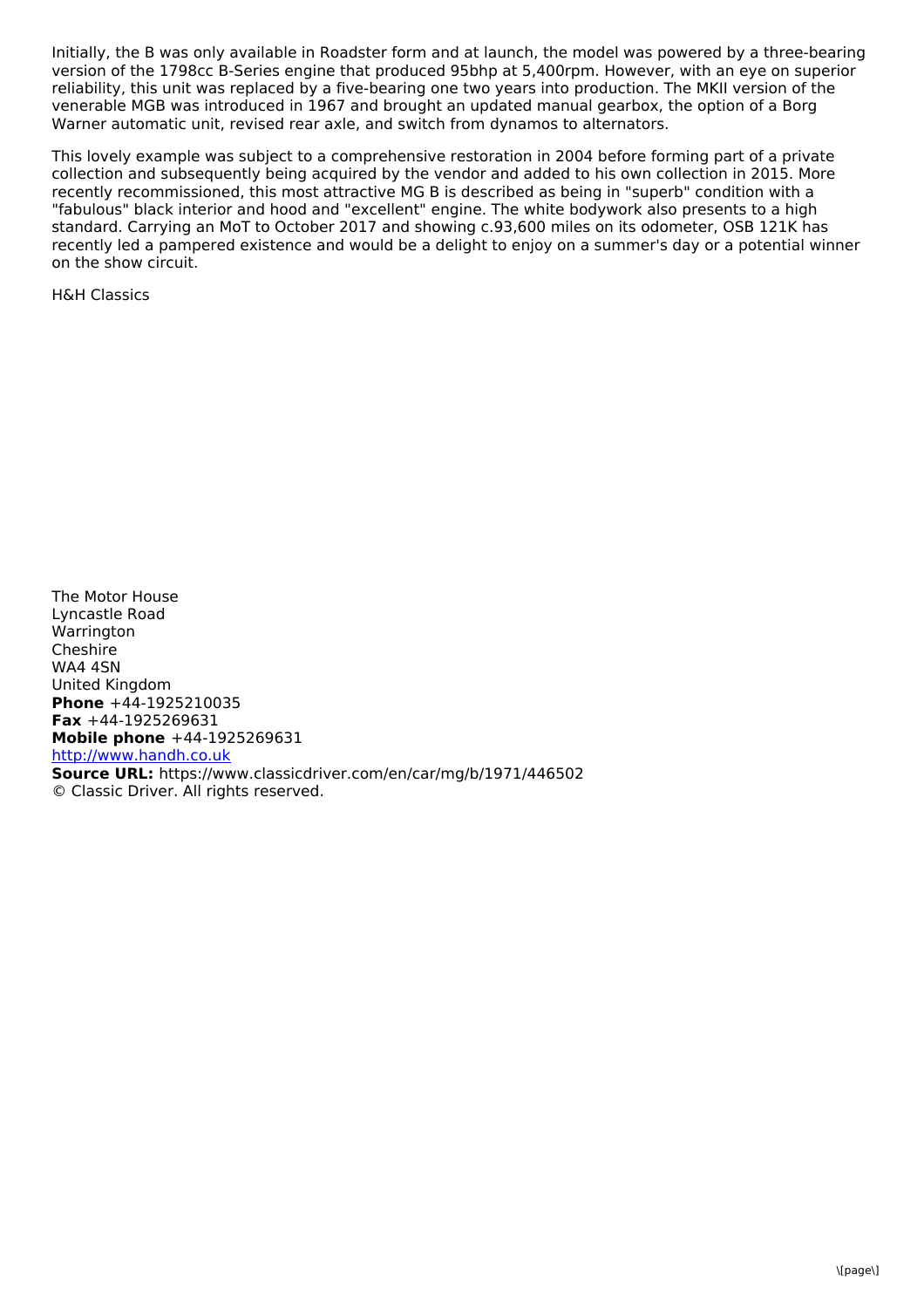Initially, the B was only available in Roadster form and at launch, the model was powered by a three-bearing version of the 1798cc B-Series engine that produced 95bhp at 5,400rpm. However, with an eye on superior reliability, this unit was replaced by a five-bearing one two years into production. The MKII version of the venerable MGB was introduced in 1967 and brought an updated manual gearbox, the option of a Borg Warner automatic unit, revised rear axle, and switch from dynamos to alternators.

This lovely example was subject to a comprehensive restoration in 2004 before forming part of a private collection and subsequently being acquired by the vendor and added to his own collection in 2015. More recently recommissioned, this most attractive MG B is described as being in "superb" condition with a "fabulous" black interior and hood and "excellent" engine. The white bodywork also presents to a high standard. Carrying an MoT to October 2017 and showing c.93,600 miles on its odometer, OSB 121K has recently led a pampered existence and would be a delight to enjoy on a summer's day or a potential winner on the show circuit.

H&H Classics

The Motor House
Lyncastle Road
Warrington
Cheshire
WA4 4SN
United Kingdom
**Phone** +44-1925210035
**Fax** +44-1925269631
**Mobile phone** +44-1925269631
[http://www.handh.co.uk](http://www.handh.co.uk)
**Source URL:** https://www.classicdriver.com/en/car/mg/b/1971/446502
© Classic Driver. All rights reserved.